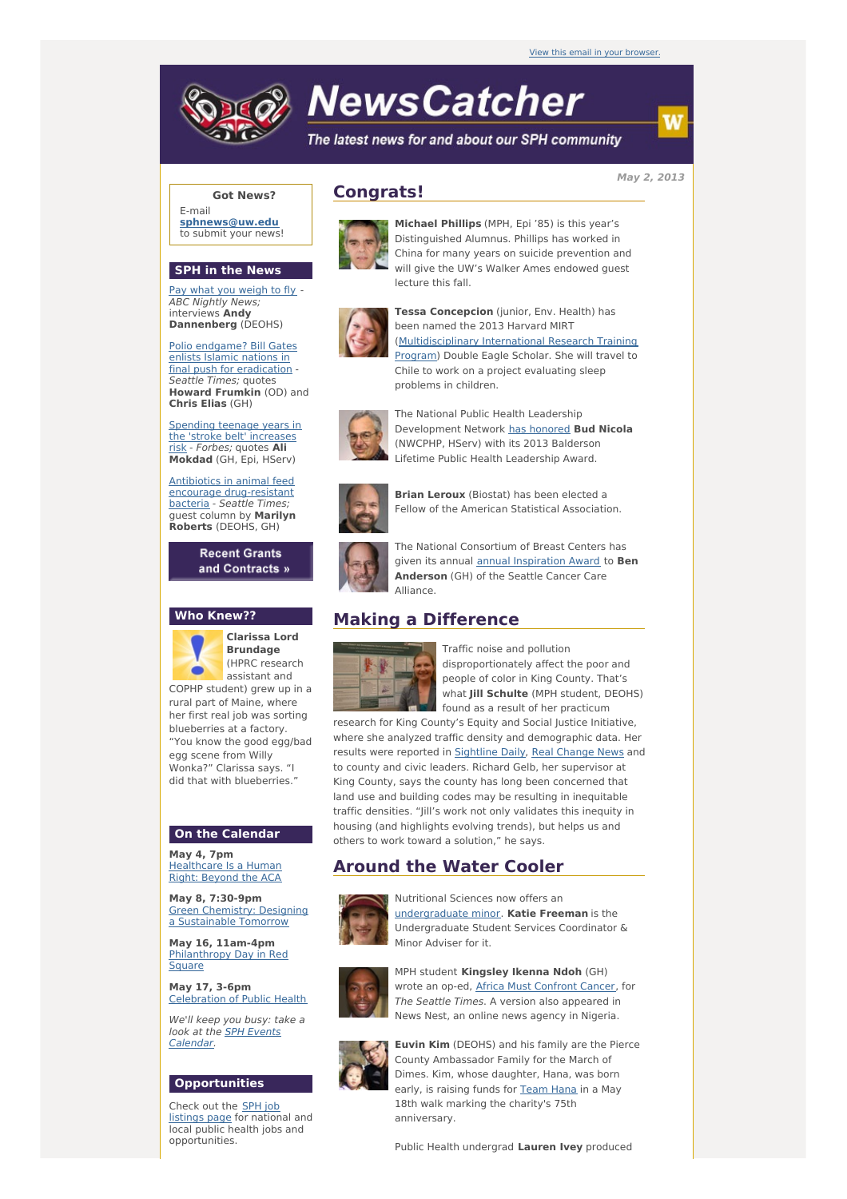View this email in your browser.

# NewsCatcher

*The latest news for and about our SPH community*

**May 2, 2013**

## Congrats!

**Michael Phillips** (MPH, Epi '85) is this year's Distinguished Alumnus. Phillips has worked in China for many years on suicide prevention and will give the UW's Walker Ames endowed guest lecture this fall.

**Tessa Concepcion** (junior, Env. Health) has been named the 2013 Harvard MIRT (Multidisciplinary International Research Training Program) Double Eagle Scholar. She will travel to Chile to work on a project evaluating sleep problems in children.

The National Public Health Leadership Development Network has honored **Bud Nicola** (NWCPHP, HServ) with its 2013 Balderson Lifetime Public Health Leadership Award.

**Brian Leroux** (Biostat) has been elected a Fellow of the American Statistical Association.

The National Consortium of Breast Centers has given its annual annual Inspiration Award to **Ben Anderson** (GH) of the Seattle Cancer Care Alliance.

## Making a Difference

Traffic noise and pollution disproportionately affect the poor and people of color in King County. That's what **Jill Schulte** (MPH student, DEOHS) found as a result of her practicum research for King County's Equity and Social Justice Initiative, where she analyzed traffic density and demographic data. Her results were reported in Sightline Daily, Real Change News and to county and civic leaders. Richard Gelb, her supervisor at King County, says the county has long been concerned that land use and building codes may be resulting in inequitable traffic densities. "Jill's work not only validates this inequity in housing (and highlights evolving trends), but helps us and others to work toward a solution," he says.

## Around the Water Cooler

Nutritional Sciences now offers an undergraduate minor. **Katie Freeman** is the Undergraduate Student Services Coordinator & Minor Adviser for it.

MPH student **Kingsley Ikenna Ndoh** (GH) wrote an op-ed, Africa Must Confront Cancer, for *The Seattle Times*. A version also appeared in News Nest, an online news agency in Nigeria.

**Euvin Kim** (DEOHS) and his family are the Pierce County Ambassador Family for the March of Dimes. Kim, whose daughter, Hana, was born early, is raising funds for Team Hana in a May 18th walk marking the charity's 75th anniversary.

Public Health undergrad **Lauren Ivey** produced

---

**Got News?**

E-mail **sphnews@uw.edu** to submit your news!

## SPH in the News

Pay what you weigh to fly - *ABC Nightly News;* interviews **Andy Dannenberg** (DEOHS)

Polio endgame? Bill Gates enlists Islamic nations in final push for eradication - *Seattle Times;* quotes **Howard Frumkin** (OD) and **Chris Elias** (GH)

Spending teenage years in the 'stroke belt' increases risk - *Forbes;* quotes **Ali Mokdad** (GH, Epi, HServ)

Antibiotics in animal feed encourage drug-resistant bacteria - *Seattle Times;* guest column by **Marilyn Roberts** (DEOHS, GH)

**Recent Grants and Contracts »**

## Who Knew??

**Clarissa Lord Brundage** (HPRC research assistant and COPHP student) grew up in a rural part of Maine, where her first real job was sorting blueberries at a factory. "You know the good egg/bad egg scene from Willy Wonka?" Clarissa says. "I did that with blueberries."

## On the Calendar

**May 4, 7pm**
Healthcare Is a Human Right: Beyond the ACA

**May 8, 7:30-9pm**
Green Chemistry: Designing a Sustainable Tomorrow

**May 16, 11am-4pm**
Philanthropy Day in Red Square

**May 17, 3-6pm**
Celebration of Public Health

*We'll keep you busy: take a look at the SPH Events Calendar.*

## Opportunities

Check out the SPH job listings page for national and local public health jobs and opportunities.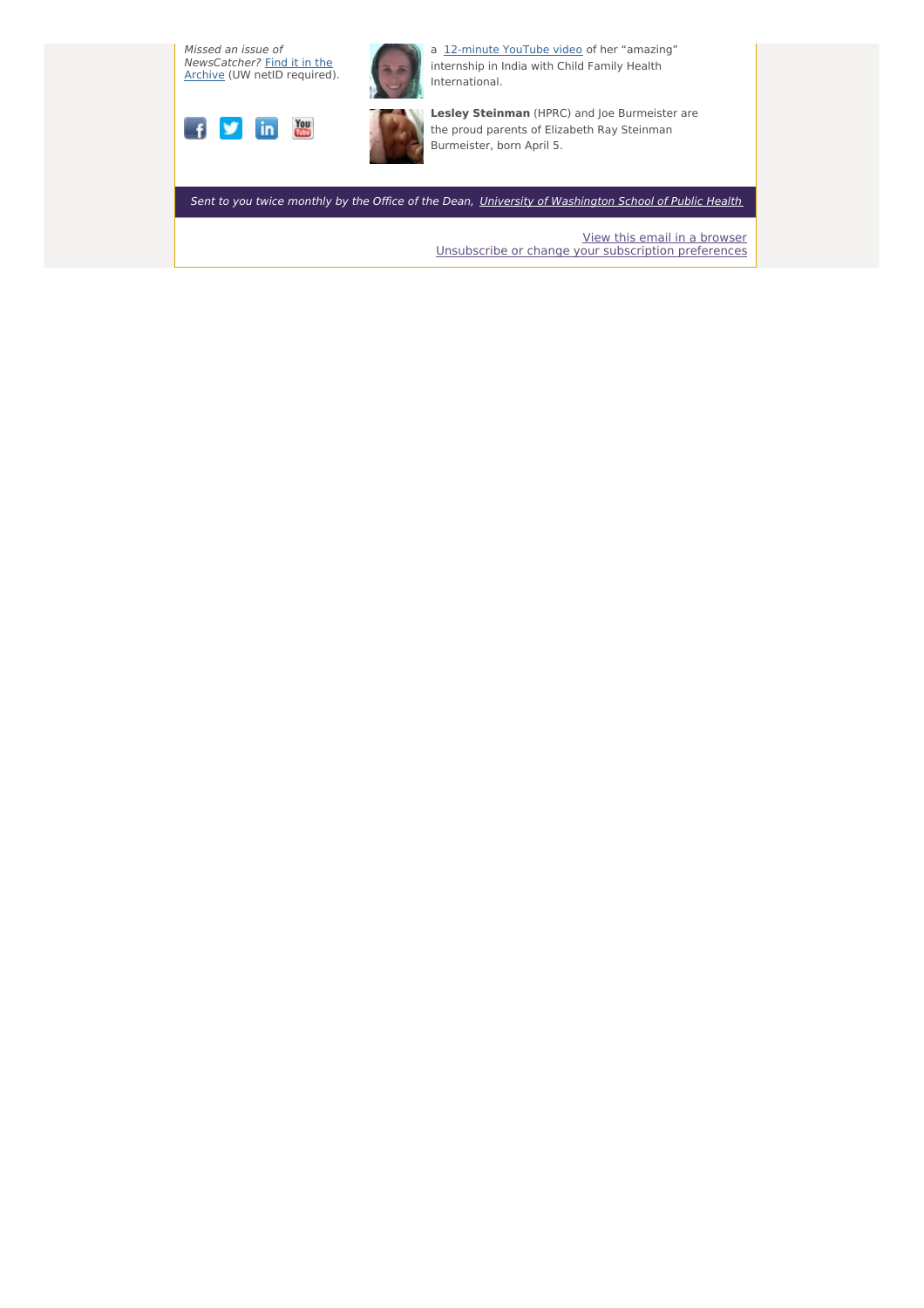*Missed an issue of NewsCatcher?* Find it in the Archive (UW netID required).

a 12-minute YouTube video of her "amazing" internship in India with Child Family Health International.

**Lesley Steinman** (HPRC) and Joe Burmeister are the proud parents of Elizabeth Ray Steinman Burmeister, born April 5.

*Sent to you twice monthly by the Office of the Dean, University of Washington School of Public Health*

View this email in a browser
Unsubscribe or change your subscription preferences